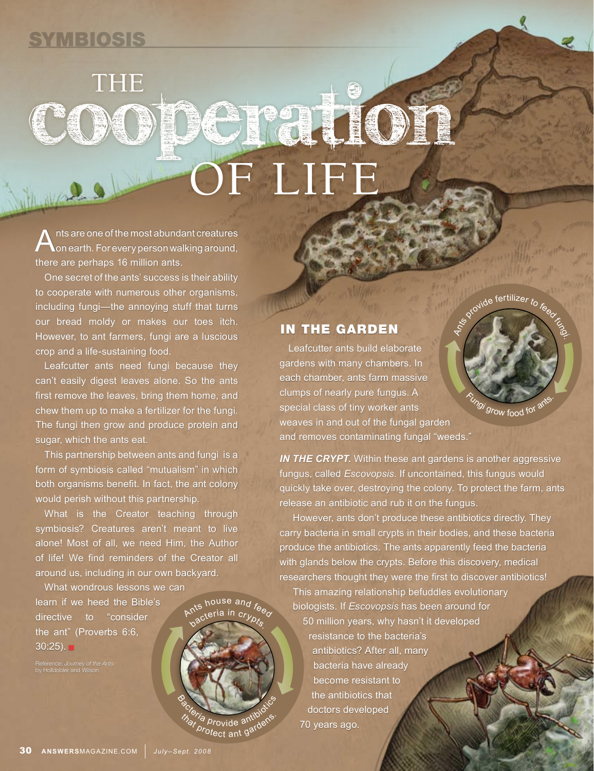SYMBIOSIS

# THE COOPERATION OF LIFE

Ants are one of the most abundant creatures on earth. For every person walking around, there are perhaps 16 million ants.

One secret of the ants' success is their ability to cooperate with numerous other organisms, including fungi—the annoying stuff that turns our bread moldy or makes our toes itch. However, to ant farmers, fungi are a luscious crop and a life-sustaining food.

Leafcutter ants need fungi because they can't easily digest leaves alone. So the ants first remove the leaves, bring them home, and chew them up to make a fertilizer for the fungi. The fungi then grow and produce protein and sugar, which the ants eat.

This partnership between ants and fungi is a form of symbiosis called "mutualism" in which both organisms benefit. In fact, the ant colony would perish without this partnership.

What is the Creator teaching through symbiosis? Creatures aren't meant to live alone! Most of all, we need Him, the Author of life! We find reminders of the Creator all around us, including in our own backyard.

What wondrous lessons we can learn if we heed the Bible's directive to "consider the ant" (Proverbs 6:6, 30:25).

Reference: *Journey of the Ants* by Holldobler and Wilson

## IN THE GARDEN

Leafcutter ants build elaborate gardens with many chambers. In each chamber, ants farm massive clumps of nearly pure fungus. A special class of tiny worker ants weaves in and out of the fungal garden and removes contaminating fungal "weeds."

Ants provide fertilizer to feed fungi. Fungi grow food for ants.

***IN THE CRYPT.*** Within these ant gardens is another aggressive fungus, called *Escovopsis*. If uncontained, this fungus would quickly take over, destroying the colony. To protect the farm, ants release an antibiotic and rub it on the fungus.

However, ants don't produce these antibiotics directly. They carry bacteria in small crypts in their bodies, and these bacteria produce the antibiotics. The ants apparently feed the bacteria with glands below the crypts. Before this discovery, medical researchers thought they were the first to discover antibiotics!

This amazing relationship befuddles evolutionary biologists. If *Escovopsis* has been around for 50 million years, why hasn't it developed resistance to the bacteria's antibiotics? After all, many bacteria have already become resistant to the antibiotics that doctors developed 70 years ago.

Ants house and feed bacteria in crypts. Bacteria provide antibiotics that protect ant gardens.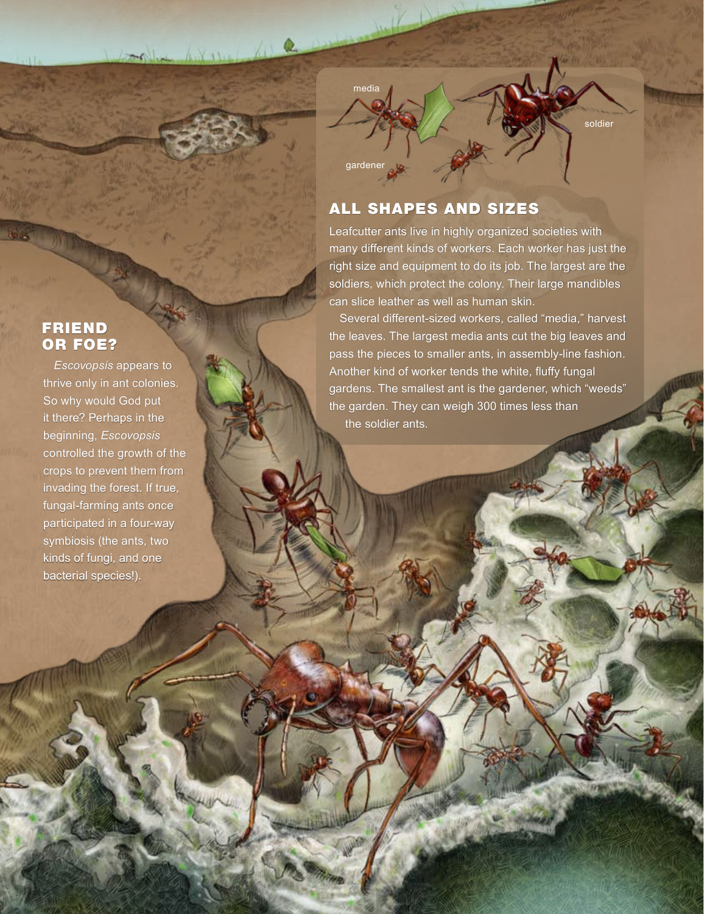media

soldier

gardener

## ALL SHAPES AND SIZES

Leafcutter ants live in highly organized societies with many different kinds of workers. Each worker has just the right size and equipment to do its job. The largest are the soldiers, which protect the colony. Their large mandibles can slice leather as well as human skin.

Several different-sized workers, called "media," harvest the leaves. The largest media ants cut the big leaves and pass the pieces to smaller ants, in assembly-line fashion. Another kind of worker tends the white, fluffy fungal gardens. The smallest ant is the gardener, which "weeds" the garden. They can weigh 300 times less than the soldier ants.

## FRIEND OR FOE?

*Escovopsis* appears to thrive only in ant colonies. So why would God put it there? Perhaps in the beginning, *Escovopsis* controlled the growth of the crops to prevent them from invading the forest. If true, fungal-farming ants once participated in a four-way symbiosis (the ants, two kinds of fungi, and one bacterial species!).